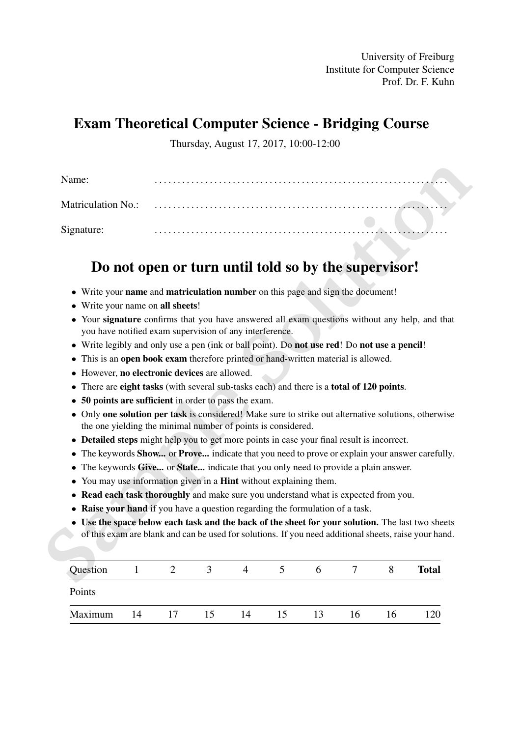University of Freiburg
Institute for Computer Science
Prof. Dr. F. Kuhn

# Exam Theoretical Computer Science - Bridging Course

Thursday, August 17, 2017, 10:00-12:00

Name: ..............................................................

Matriculation No.: ..............................................................

Signature: ..............................................................

## Do not open or turn until told so by the supervisor!

- Write your **name** and **matriculation number** on this page and sign the document!
- Write your name on **all sheets**!
- Your **signature** confirms that you have answered all exam questions without any help, and that you have notified exam supervision of any interference.
- Write legibly and only use a pen (ink or ball point). Do **not use red**! Do **not use a pencil**!
- This is an **open book exam** therefore printed or hand-written material is allowed.
- However, **no electronic devices** are allowed.
- There are **eight tasks** (with several sub-tasks each) and there is a **total of 120 points**.
- **50 points are sufficient** in order to pass the exam.
- Only **one solution per task** is considered! Make sure to strike out alternative solutions, otherwise the one yielding the minimal number of points is considered.
- **Detailed steps** might help you to get more points in case your final result is incorrect.
- The keywords **Show...** or **Prove...** indicate that you need to prove or explain your answer carefully.
- The keywords **Give...** or **State...** indicate that you only need to provide a plain answer.
- You may use information given in a **Hint** without explaining them.
- **Read each task thoroughly** and make sure you understand what is expected from you.
- **Raise your hand** if you have a question regarding the formulation of a task.
- **Use the space below each task and the back of the sheet for your solution.** The last two sheets of this exam are blank and can be used for solutions. If you need additional sheets, raise your hand.

| Question | 1 | 2 | 3 | 4 | 5 | 6 | 7 | 8 | **Total** |
|---|---|---|---|---|---|---|---|---|---|
| Points | | | | | | | | | |
| Maximum | 14 | 17 | 15 | 14 | 15 | 13 | 16 | 16 | 120 |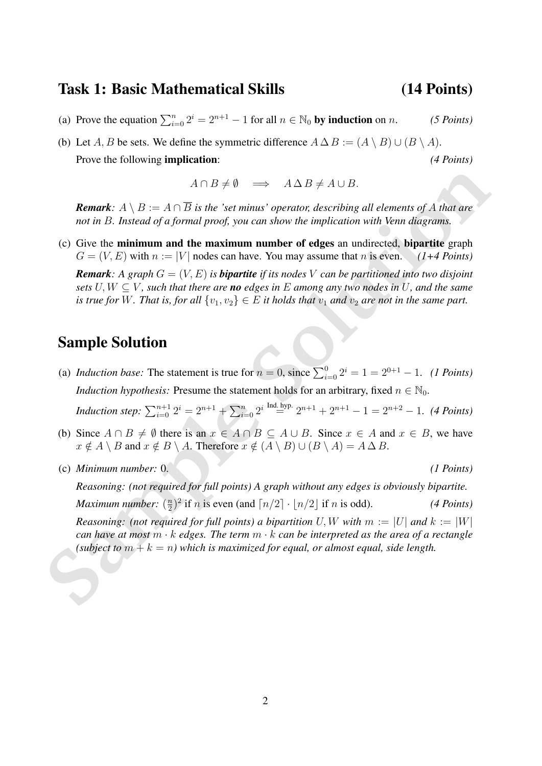## Task 1: Basic Mathematical Skills (14 Points)

(a) Prove the equation $\sum_{i=0}^{n} 2^i = 2^{n+1} - 1$ for all $n \in \mathbb{N}_0$ **by induction** on $n$. *(5 Points)*

(b) Let $A, B$ be sets. We define the symmetric difference $A \,\Delta\, B := (A \setminus B) \cup (B \setminus A)$.
Prove the following **implication**: *(4 Points)*

$$A \cap B \neq \emptyset \quad \Longrightarrow \quad A \,\Delta\, B \neq A \cup B.$$

***Remark**: $A \setminus B := A \cap \overline{B}$ is the 'set minus' operator, describing all elements of $A$ that are not in $B$. Instead of a formal proof, you can show the implication with Venn diagrams.*

(c) Give the **minimum and the maximum number of edges** an undirected, **bipartite** graph $G = (V, E)$ with $n := |V|$ nodes can have. You may assume that $n$ is even. *(1+4 Points)*

***Remark**: A graph $G = (V, E)$ is **bipartite** if its nodes $V$ can be partitioned into two disjoint sets $U, W \subseteq V$, such that there are **no** edges in $E$ among any two nodes in $U$, and the same is true for $W$. That is, for all $\{v_1, v_2\} \in E$ it holds that $v_1$ and $v_2$ are not in the same part.*

## Sample Solution

(a) *Induction base:* The statement is true for $n = 0$, since $\sum_{i=0}^{0} 2^i = 1 = 2^{0+1} - 1$. *(1 Points)*

*Induction hypothesis:* Presume the statement holds for an arbitrary, fixed $n \in \mathbb{N}_0$.

*Induction step:* $\sum_{i=0}^{n+1} 2^i = 2^{n+1} + \sum_{i=0}^{n} 2^i \overset{\text{Ind. hyp.}}{=} 2^{n+1} + 2^{n+1} - 1 = 2^{n+2} - 1$. *(4 Points)*

(b) Since $A \cap B \neq \emptyset$ there is an $x \in A \cap B \subseteq A \cup B$. Since $x \in A$ and $x \in B$, we have $x \notin A \setminus B$ and $x \notin B \setminus A$. Therefore $x \notin (A \setminus B) \cup (B \setminus A) = A \,\Delta\, B$.

(c) *Minimum number:* 0. *(1 Points)*

*Reasoning: (not required for full points) A graph without any edges is obviously bipartite.*

*Maximum number:* $(\frac{n}{2})^2$ if $n$ is even (and $\lceil n/2 \rceil \cdot \lfloor n/2 \rfloor$ if $n$ is odd). *(4 Points)*

*Reasoning: (not required for full points) a bipartition $U, W$ with $m := |U|$ and $k := |W|$ can have at most $m \cdot k$ edges. The term $m \cdot k$ can be interpreted as the area of a rectangle (subject to $m + k = n$) which is maximized for equal, or almost equal, side length.*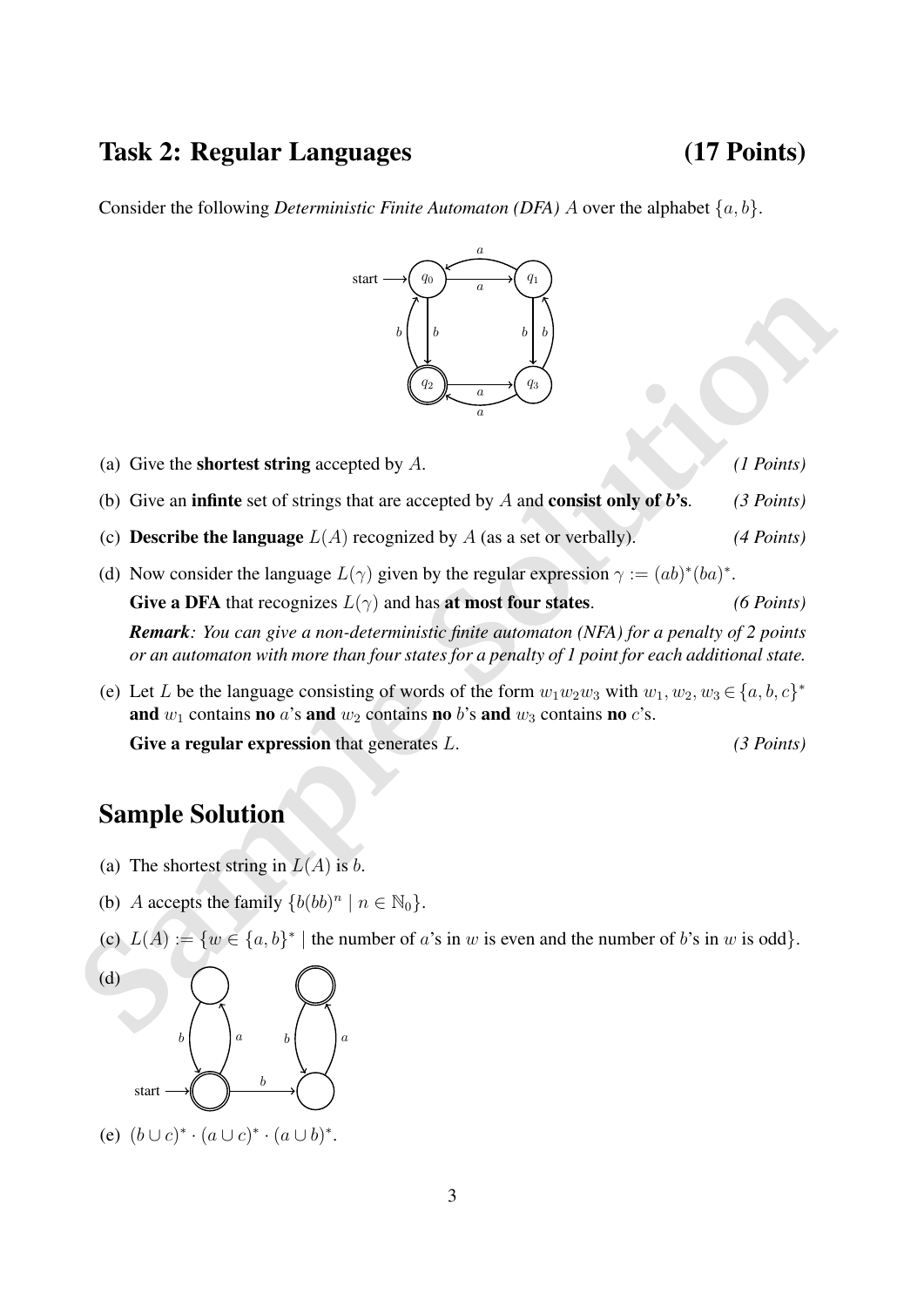## Task 2: Regular Languages (17 Points)

Consider the following *Deterministic Finite Automaton (DFA)* $A$ over the alphabet $\{a, b\}$.

(a) Give the **shortest string** accepted by $A$. *(1 Points)*

(b) Give an **infinte** set of strings that are accepted by $A$ and **consist only of** $b$**'s**. *(3 Points)*

(c) **Describe the language** $L(A)$ recognized by $A$ (as a set or verbally). *(4 Points)*

(d) Now consider the language $L(\gamma)$ given by the regular expression $\gamma := (ab)^*(ba)^*$.

**Give a DFA** that recognizes $L(\gamma)$ and has **at most four states**. *(6 Points)*

***Remark****: You can give a non-deterministic finite automaton (NFA) for a penalty of 2 points or an automaton with more than four states for a penalty of 1 point for each additional state.*

(e) Let $L$ be the language consisting of words of the form $w_1 w_2 w_3$ with $w_1, w_2, w_3 \in \{a, b, c\}^*$ **and** $w_1$ contains **no** $a$'s **and** $w_2$ contains **no** $b$'s **and** $w_3$ contains **no** $c$'s.

**Give a regular expression** that generates $L$. *(3 Points)*

## Sample Solution

(a) The shortest string in $L(A)$ is $b$.

(b) $A$ accepts the family $\{b(bb)^n \mid n \in \mathbb{N}_0\}$.

(c) $L(A) := \{w \in \{a, b\}^* \mid$ the number of $a$'s in $w$ is even and the number of $b$'s in $w$ is odd$\}$.

(d)

(e) $(b \cup c)^* \cdot (a \cup c)^* \cdot (a \cup b)^*$.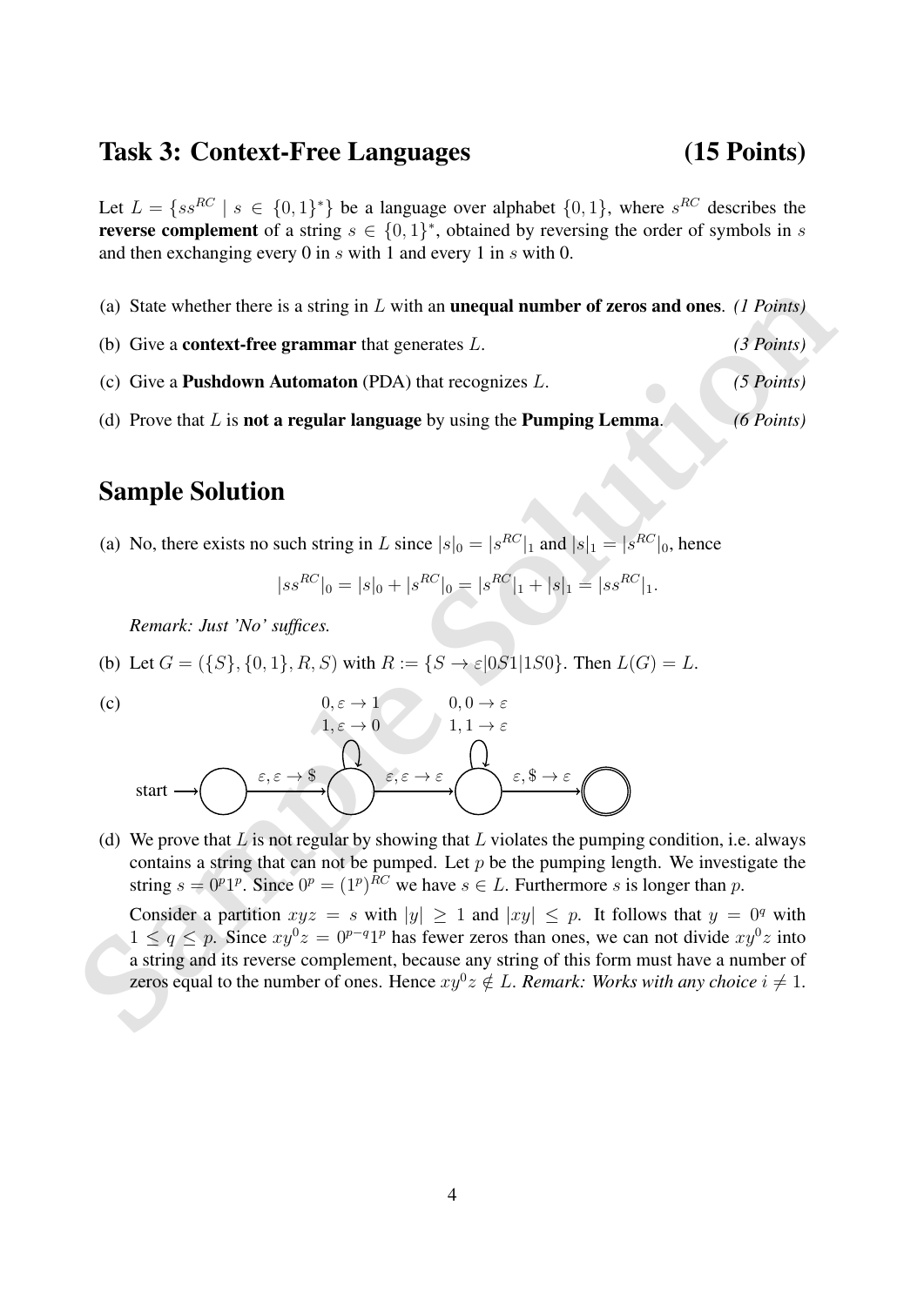## Task 3: Context-Free Languages (15 Points)

Let $L = \{ss^{RC} \mid s \in \{0,1\}^*\}$ be a language over alphabet $\{0,1\}$, where $s^{RC}$ describes the **reverse complement** of a string $s \in \{0,1\}^*$, obtained by reversing the order of symbols in $s$ and then exchanging every 0 in $s$ with 1 and every 1 in $s$ with 0.

(a) State whether there is a string in $L$ with an **unequal number of zeros and ones**. *(1 Points)*

(b) Give a **context-free grammar** that generates $L$. *(3 Points)*

(c) Give a **Pushdown Automaton** (PDA) that recognizes $L$. *(5 Points)*

(d) Prove that $L$ is **not a regular language** by using the **Pumping Lemma**. *(6 Points)*

## Sample Solution

(a) No, there exists no such string in $L$ since $|s|_0 = |s^{RC}|_1$ and $|s|_1 = |s^{RC}|_0$, hence

$$|ss^{RC}|_0 = |s|_0 + |s^{RC}|_0 = |s^{RC}|_1 + |s|_1 = |ss^{RC}|_1.$$

*Remark: Just 'No' suffices.*

(b) Let $G = (\{S\}, \{0,1\}, R, S)$ with $R := \{S \to \varepsilon | 0S1 | 1S0\}$. Then $L(G) = L$.

(c) PDA with four states: start state $q_1$, states $q_2$, $q_3$, and accepting state $q_4$.

- $q_1 \to q_2$: $\varepsilon, \varepsilon \to \$$
- $q_2 \to q_2$ (loop): $0, \varepsilon \to 1$; $1, \varepsilon \to 0$
- $q_2 \to q_3$: $\varepsilon, \varepsilon \to \varepsilon$
- $q_3 \to q_3$ (loop): $0, 0 \to \varepsilon$; $1, 1 \to \varepsilon$
- $q_3 \to q_4$: $\varepsilon, \$ \to \varepsilon$

(d) We prove that $L$ is not regular by showing that $L$ violates the pumping condition, i.e. always contains a string that can not be pumped. Let $p$ be the pumping length. We investigate the string $s = 0^p1^p$. Since $0^p = (1^p)^{RC}$ we have $s \in L$. Furthermore $s$ is longer than $p$.

Consider a partition $xyz = s$ with $|y| \geq 1$ and $|xy| \leq p$. It follows that $y = 0^q$ with $1 \leq q \leq p$. Since $xy^0z = 0^{p-q}1^p$ has fewer zeros than ones, we can not divide $xy^0z$ into a string and its reverse complement, because any string of this form must have a number of zeros equal to the number of ones. Hence $xy^0z \notin L$. *Remark: Works with any choice $i \neq 1$.*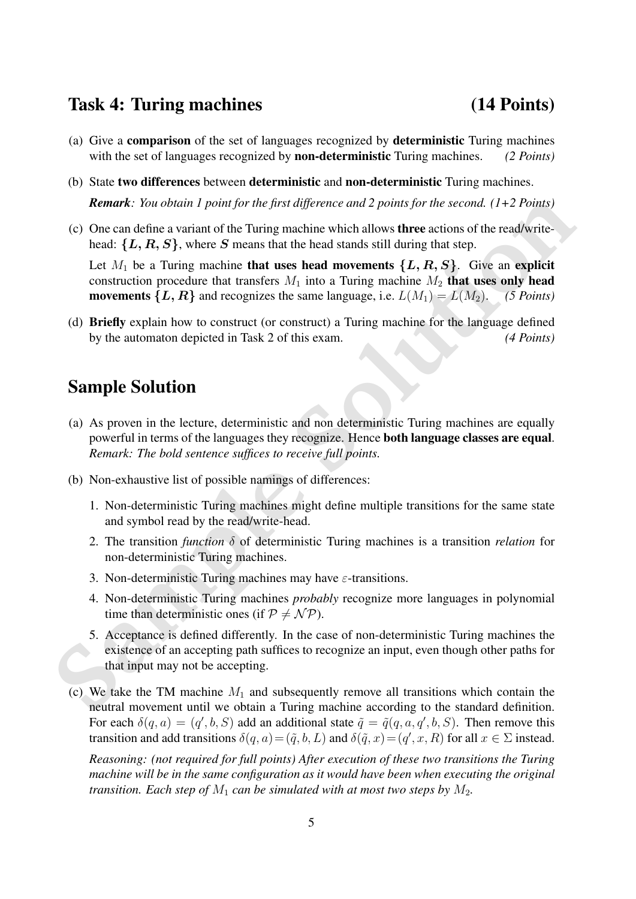## Task 4: Turing machines (14 Points)

(a) Give a **comparison** of the set of languages recognized by **deterministic** Turing machines with the set of languages recognized by **non-deterministic** Turing machines. *(2 Points)*

(b) State **two differences** between **deterministic** and **non-deterministic** Turing machines.

***Remark**: You obtain 1 point for the first difference and 2 points for the second. (1+2 Points)*

(c) One can define a variant of the Turing machine which allows **three** actions of the read/write-head: $\{L, R, S\}$, where $S$ means that the head stands still during that step.

Let $M_1$ be a Turing machine **that uses head movements** $\{L, R, S\}$. Give an **explicit** construction procedure that transfers $M_1$ into a Turing machine $M_2$ **that uses only head movements** $\{L, R\}$ and recognizes the same language, i.e. $L(M_1) = L(M_2)$. *(5 Points)*

(d) **Briefly** explain how to construct (or construct) a Turing machine for the language defined by the automaton depicted in Task 2 of this exam. *(4 Points)*

## Sample Solution

(a) As proven in the lecture, deterministic and non deterministic Turing machines are equally powerful in terms of the languages they recognize. Hence **both language classes are equal**. *Remark: The bold sentence suffices to receive full points.*

(b) Non-exhaustive list of possible namings of differences:

1. Non-deterministic Turing machines might define multiple transitions for the same state and symbol read by the read/write-head.
2. The transition *function* $\delta$ of deterministic Turing machines is a transition *relation* for non-deterministic Turing machines.
3. Non-deterministic Turing machines may have $\varepsilon$-transitions.
4. Non-deterministic Turing machines *probably* recognize more languages in polynomial time than deterministic ones (if $\mathcal{P} \neq \mathcal{NP}$).
5. Acceptance is defined differently. In the case of non-deterministic Turing machines the existence of an accepting path suffices to recognize an input, even though other paths for that input may not be accepting.

(c) We take the TM machine $M_1$ and subsequently remove all transitions which contain the neutral movement until we obtain a Turing machine according to the standard definition. For each $\delta(q, a) = (q', b, S)$ add an additional state $\tilde{q} = \tilde{q}(q, a, q', b, S)$. Then remove this transition and add transitions $\delta(q, a) = (\tilde{q}, b, L)$ and $\delta(\tilde{q}, x) = (q', x, R)$ for all $x \in \Sigma$ instead.

*Reasoning: (not required for full points) After execution of these two transitions the Turing machine will be in the same configuration as it would have been when executing the original transition. Each step of $M_1$ can be simulated with at most two steps by $M_2$.*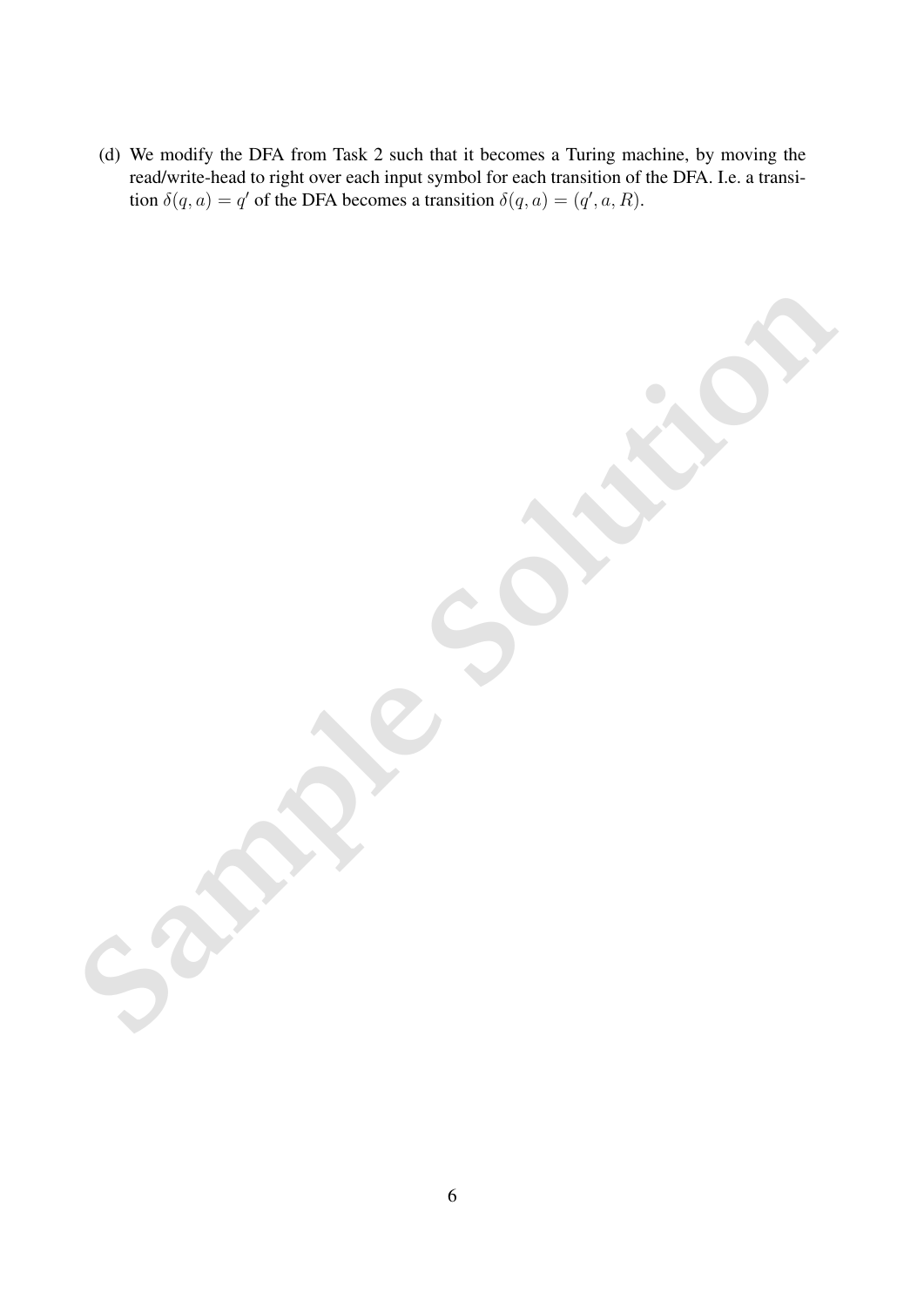(d) We modify the DFA from Task 2 such that it becomes a Turing machine, by moving the read/write-head to right over each input symbol for each transition of the DFA. I.e. a transition $\delta(q, a) = q'$ of the DFA becomes a transition $\delta(q, a) = (q', a, R)$.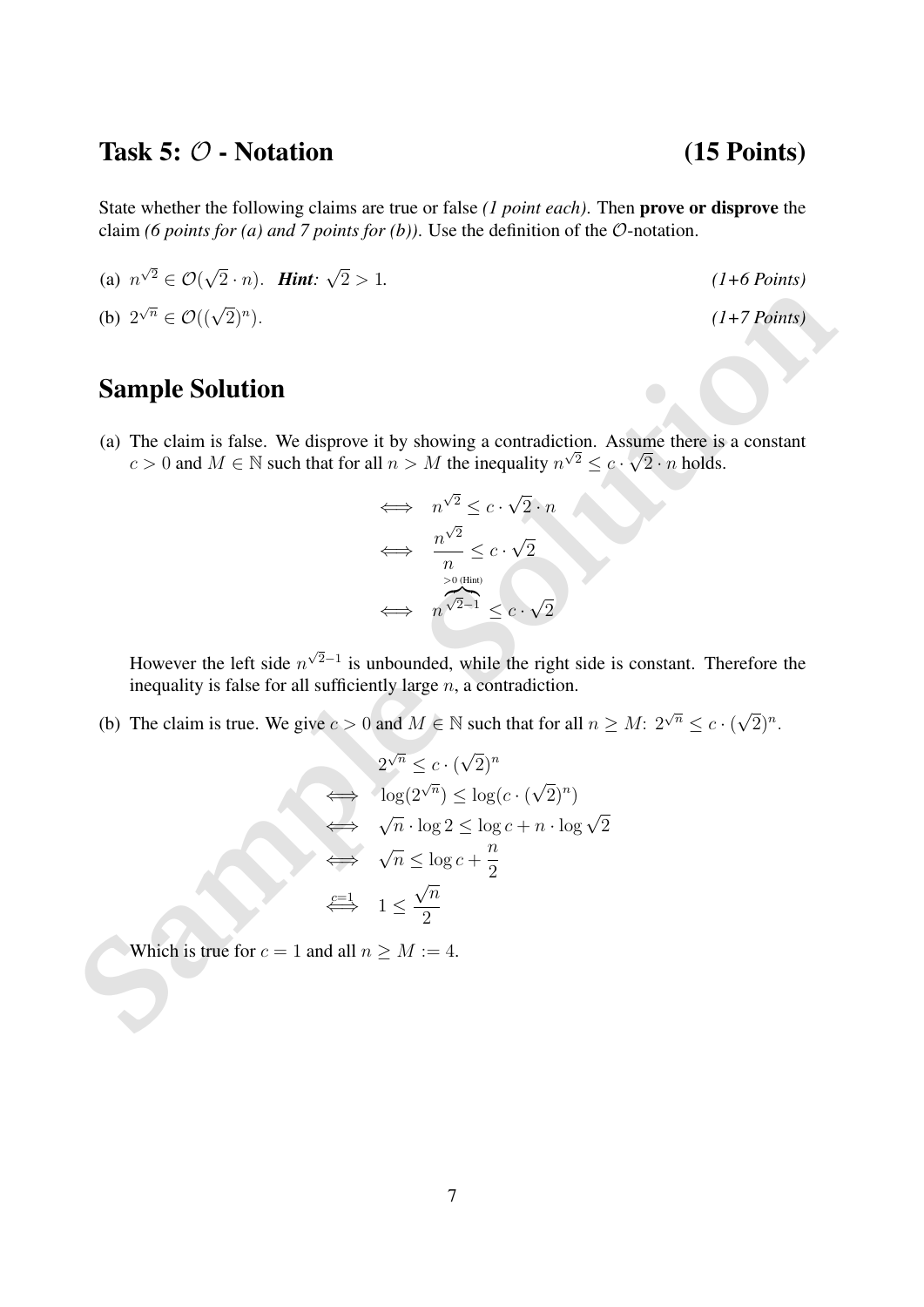## Task 5: $\mathcal{O}$ - Notation **(15 Points)**

State whether the following claims are true or false *(1 point each)*. Then **prove or disprove** the claim *(6 points for (a) and 7 points for (b))*. Use the definition of the $\mathcal{O}$-notation.

(a) $n^{\sqrt{2}} \in \mathcal{O}(\sqrt{2} \cdot n)$. ***Hint:*** $\sqrt{2} > 1$. *(1+6 Points)*

(b) $2^{\sqrt{n}} \in \mathcal{O}((\sqrt{2})^n)$. *(1+7 Points)*

## Sample Solution

(a) The claim is false. We disprove it by showing a contradiction. Assume there is a constant $c > 0$ and $M \in \mathbb{N}$ such that for all $n > M$ the inequality $n^{\sqrt{2}} \leq c \cdot \sqrt{2} \cdot n$ holds.

$$\begin{aligned}
&\iff \quad n^{\sqrt{2}} \leq c \cdot \sqrt{2} \cdot n \\
&\iff \quad \frac{n^{\sqrt{2}}}{n} \leq c \cdot \sqrt{2} \\
&\iff \quad n^{\overbrace{\sqrt{2}-1}^{>0 \text{ (Hint)}}} \leq c \cdot \sqrt{2}
\end{aligned}$$

However the left side $n^{\sqrt{2}-1}$ is unbounded, while the right side is constant. Therefore the inequality is false for all sufficiently large $n$, a contradiction.

(b) The claim is true. We give $c > 0$ and $M \in \mathbb{N}$ such that for all $n \geq M$: $2^{\sqrt{n}} \leq c \cdot (\sqrt{2})^n$.

$$\begin{aligned}
&2^{\sqrt{n}} \leq c \cdot (\sqrt{2})^n \\
\iff \quad &\log(2^{\sqrt{n}}) \leq \log(c \cdot (\sqrt{2})^n) \\
\iff \quad &\sqrt{n} \cdot \log 2 \leq \log c + n \cdot \log \sqrt{2} \\
\iff \quad &\sqrt{n} \leq \log c + \frac{n}{2} \\
\overset{c=1}{\iff} \quad &1 \leq \frac{\sqrt{n}}{2}
\end{aligned}$$

Which is true for $c = 1$ and all $n \geq M := 4$.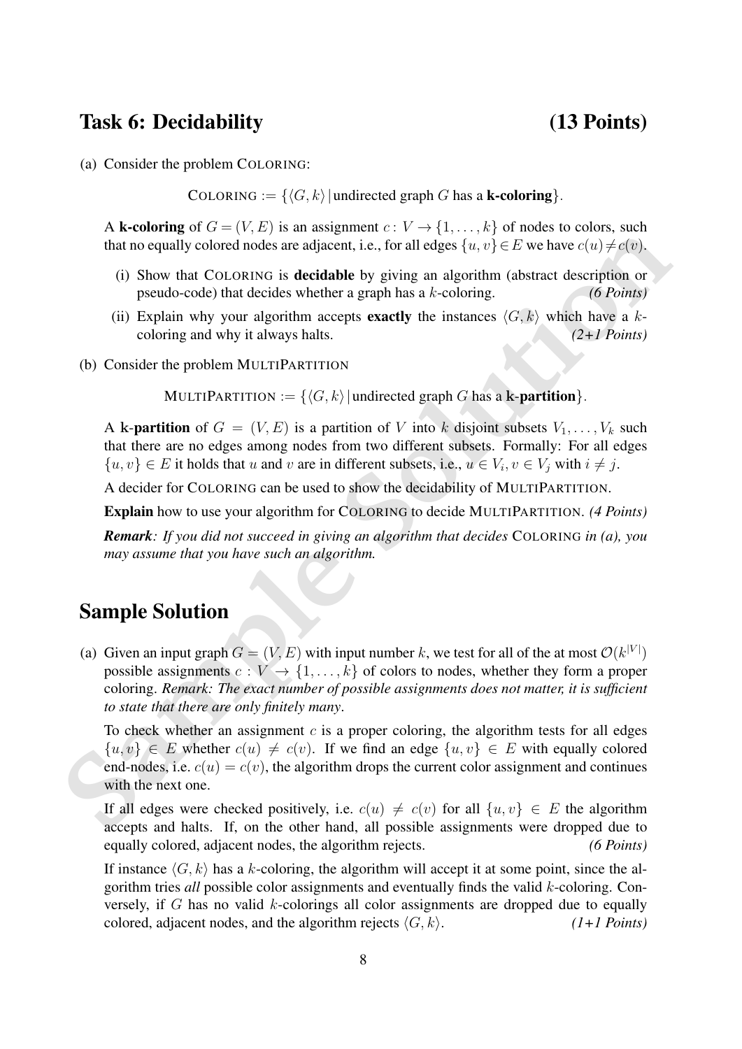## Task 6: Decidability (13 Points)

(a) Consider the problem COLORING:

$$\text{COLORING} := \{\langle G, k\rangle \mid \text{undirected graph } G \text{ has a } \textbf{k-coloring}\}.$$

A **k-coloring** of $G = (V, E)$ is an assignment $c\colon V \to \{1, \dots, k\}$ of nodes to colors, such that no equally colored nodes are adjacent, i.e., for all edges $\{u, v\} \in E$ we have $c(u) \neq c(v)$.

(i) Show that COLORING is **decidable** by giving an algorithm (abstract description or pseudo-code) that decides whether a graph has a $k$-coloring. *(6 Points)*

(ii) Explain why your algorithm accepts **exactly** the instances $\langle G, k\rangle$ which have a $k$-coloring and why it always halts. *(2+1 Points)*

(b) Consider the problem MULTIPARTITION

$$\text{MULTIPARTITION} := \{\langle G, k\rangle \mid \text{undirected graph } G \text{ has a } \textbf{k-partition}\}.$$

A k-**partition** of $G = (V, E)$ is a partition of $V$ into $k$ disjoint subsets $V_1, \dots, V_k$ such that there are no edges among nodes from two different subsets. Formally: For all edges $\{u, v\} \in E$ it holds that $u$ and $v$ are in different subsets, i.e., $u \in V_i, v \in V_j$ with $i \neq j$.

A decider for COLORING can be used to show the decidability of MULTIPARTITION.

**Explain** how to use your algorithm for COLORING to decide MULTIPARTITION. *(4 Points)*

***Remark**: If you did not succeed in giving an algorithm that decides* COLORING *in (a), you may assume that you have such an algorithm.*

## Sample Solution

(a) Given an input graph $G = (V, E)$ with input number $k$, we test for all of the at most $\mathcal{O}(k^{|V|})$ possible assignments $c : V \to \{1, \dots, k\}$ of colors to nodes, whether they form a proper coloring. *Remark: The exact number of possible assignments does not matter, it is sufficient to state that there are only finitely many.*

To check whether an assignment $c$ is a proper coloring, the algorithm tests for all edges $\{u, v\} \in E$ whether $c(u) \neq c(v)$. If we find an edge $\{u, v\} \in E$ with equally colored end-nodes, i.e. $c(u) = c(v)$, the algorithm drops the current color assignment and continues with the next one.

If all edges were checked positively, i.e. $c(u) \neq c(v)$ for all $\{u, v\} \in E$ the algorithm accepts and halts. If, on the other hand, all possible assignments were dropped due to equally colored, adjacent nodes, the algorithm rejects. *(6 Points)*

If instance $\langle G, k\rangle$ has a $k$-coloring, the algorithm will accept it at some point, since the algorithm tries *all* possible color assignments and eventually finds the valid $k$-coloring. Conversely, if $G$ has no valid $k$-colorings all color assignments are dropped due to equally colored, adjacent nodes, and the algorithm rejects $\langle G, k\rangle$. *(1+1 Points)*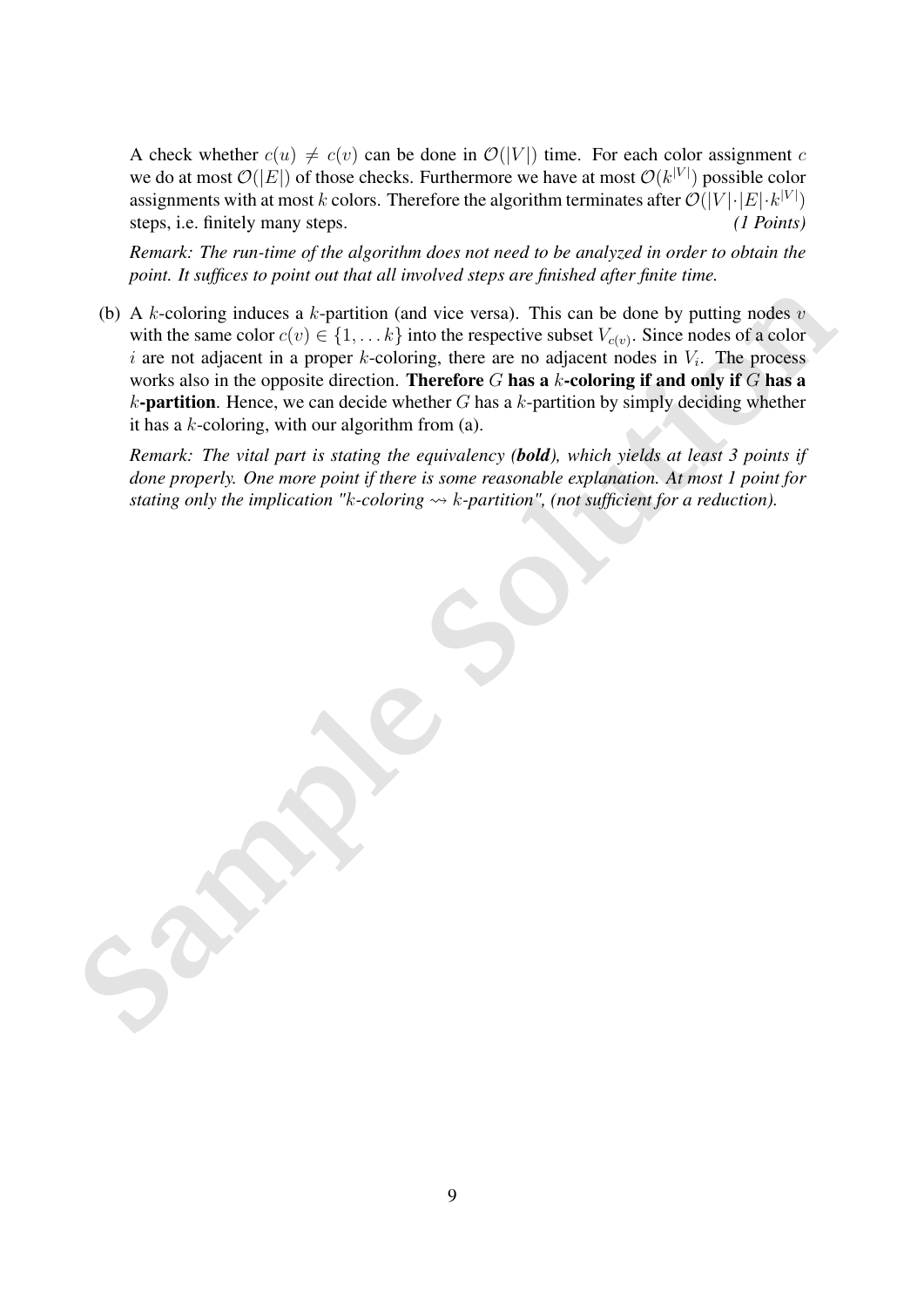A check whether $c(u) \neq c(v)$ can be done in $\mathcal{O}(|V|)$ time. For each color assignment $c$ we do at most $\mathcal{O}(|E|)$ of those checks. Furthermore we have at most $\mathcal{O}(k^{|V|})$ possible color assignments with at most $k$ colors. Therefore the algorithm terminates after $\mathcal{O}(|V| \cdot |E| \cdot k^{|V|})$ steps, i.e. finitely many steps. *(1 Points)*

*Remark: The run-time of the algorithm does not need to be analyzed in order to obtain the point. It suffices to point out that all involved steps are finished after finite time.*

(b) A $k$-coloring induces a $k$-partition (and vice versa). This can be done by putting nodes $v$ with the same color $c(v) \in \{1, \ldots k\}$ into the respective subset $V_{c(v)}$. Since nodes of a color $i$ are not adjacent in a proper $k$-coloring, there are no adjacent nodes in $V_i$. The process works also in the opposite direction. **Therefore $G$ has a $k$-coloring if and only if $G$ has a $k$-partition**. Hence, we can decide whether $G$ has a $k$-partition by simply deciding whether it has a $k$-coloring, with our algorithm from (a).

*Remark: The vital part is stating the equivalency (**bold**), which yields at least 3 points if done properly. One more point if there is some reasonable explanation. At most 1 point for stating only the implication "$k$-coloring $\rightsquigarrow$ $k$-partition", (not sufficient for a reduction).*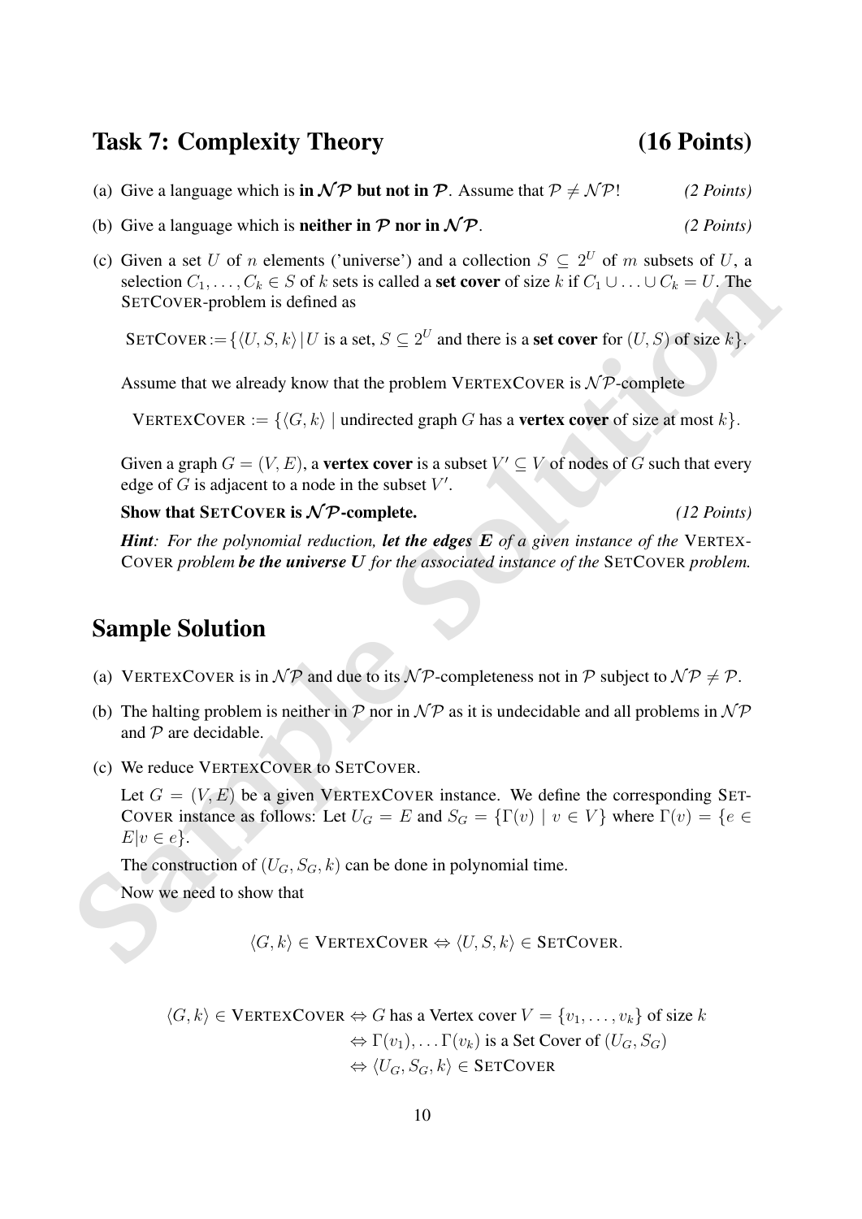## Task 7: Complexity Theory (16 Points)

(a) Give a language which is **in $\mathcal{NP}$ but not in $\mathcal{P}$**. Assume that $\mathcal{P} \neq \mathcal{NP}$! *(2 Points)*

(b) Give a language which is **neither in $\mathcal{P}$ nor in $\mathcal{NP}$**. *(2 Points)*

(c) Given a set $U$ of $n$ elements ('universe') and a collection $S \subseteq 2^U$ of $m$ subsets of $U$, a selection $C_1, \ldots, C_k \in S$ of $k$ sets is called a **set cover** of size $k$ if $C_1 \cup \ldots \cup C_k = U$. The SETCOVER-problem is defined as

$$\text{SETCOVER} := \{\langle U, S, k \rangle \mid U \text{ is a set, } S \subseteq 2^U \text{ and there is a } \textbf{set cover} \text{ for } (U, S) \text{ of size } k\}.$$

Assume that we already know that the problem VERTEXCOVER is $\mathcal{NP}$-complete

$$\text{VERTEXCOVER} := \{\langle G, k \rangle \mid \text{undirected graph } G \text{ has a } \textbf{vertex cover} \text{ of size at most } k\}.$$

Given a graph $G = (V, E)$, a **vertex cover** is a subset $V' \subseteq V$ of nodes of $G$ such that every edge of $G$ is adjacent to a node in the subset $V'$.

**Show that SETCOVER is $\mathcal{NP}$-complete.** *(12 Points)*

***Hint**: For the polynomial reduction, **let the edges E** of a given instance of the* VERTEXCOVER *problem **be the universe U** for the associated instance of the* SETCOVER *problem.*

## Sample Solution

(a) VERTEXCOVER is in $\mathcal{NP}$ and due to its $\mathcal{NP}$-completeness not in $\mathcal{P}$ subject to $\mathcal{NP} \neq \mathcal{P}$.

(b) The halting problem is neither in $\mathcal{P}$ nor in $\mathcal{NP}$ as it is undecidable and all problems in $\mathcal{NP}$ and $\mathcal{P}$ are decidable.

(c) We reduce VERTEXCOVER to SETCOVER.

Let $G = (V, E)$ be a given VERTEXCOVER instance. We define the corresponding SETCOVER instance as follows: Let $U_G = E$ and $S_G = \{\Gamma(v) \mid v \in V\}$ where $\Gamma(v) = \{e \in E | v \in e\}$.

The construction of $(U_G, S_G, k)$ can be done in polynomial time.

Now we need to show that

$$\langle G, k \rangle \in \text{VERTEXCOVER} \Leftrightarrow \langle U, S, k \rangle \in \text{SETCOVER}.$$

$$\begin{aligned}
\langle G, k \rangle \in \text{VERTEXCOVER} &\Leftrightarrow G \text{ has a Vertex cover } V = \{v_1, \ldots, v_k\} \text{ of size } k \\
&\Leftrightarrow \Gamma(v_1), \ldots \Gamma(v_k) \text{ is a Set Cover of } (U_G, S_G) \\
&\Leftrightarrow \langle U_G, S_G, k \rangle \in \text{SETCOVER}
\end{aligned}$$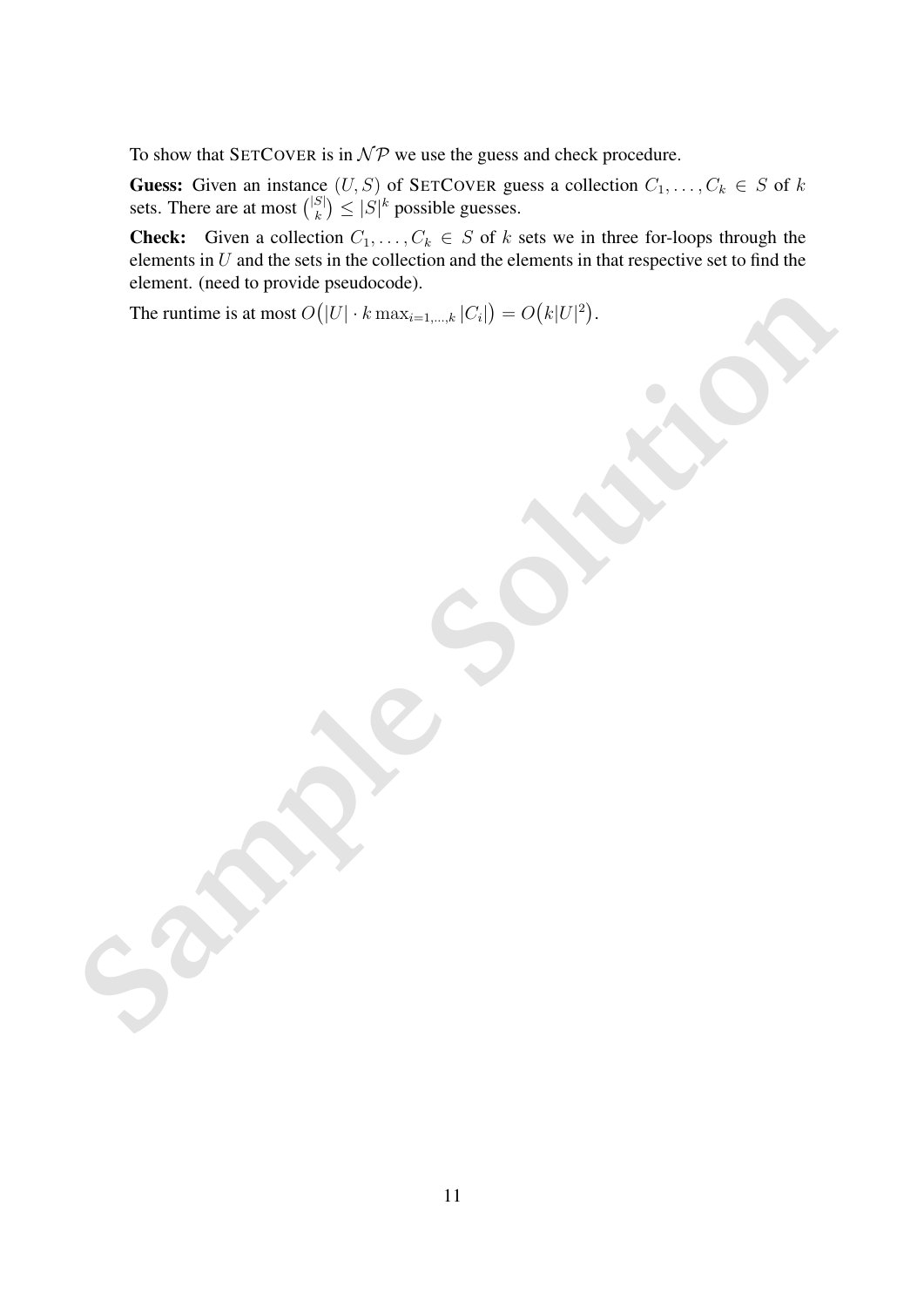To show that SETCOVER is in $\mathcal{NP}$ we use the guess and check procedure.

**Guess:** Given an instance $(U, S)$ of SETCOVER guess a collection $C_1, \ldots, C_k \in S$ of $k$ sets. There are at most $\binom{|S|}{k} \leq |S|^k$ possible guesses.

**Check:** Given a collection $C_1, \ldots, C_k \in S$ of $k$ sets we in three for-loops through the elements in $U$ and the sets in the collection and the elements in that respective set to find the element. (need to provide pseudocode).

The runtime is at most $O\big(|U| \cdot k \max_{i=1,\ldots,k} |C_i|\big) = O\big(k|U|^2\big)$.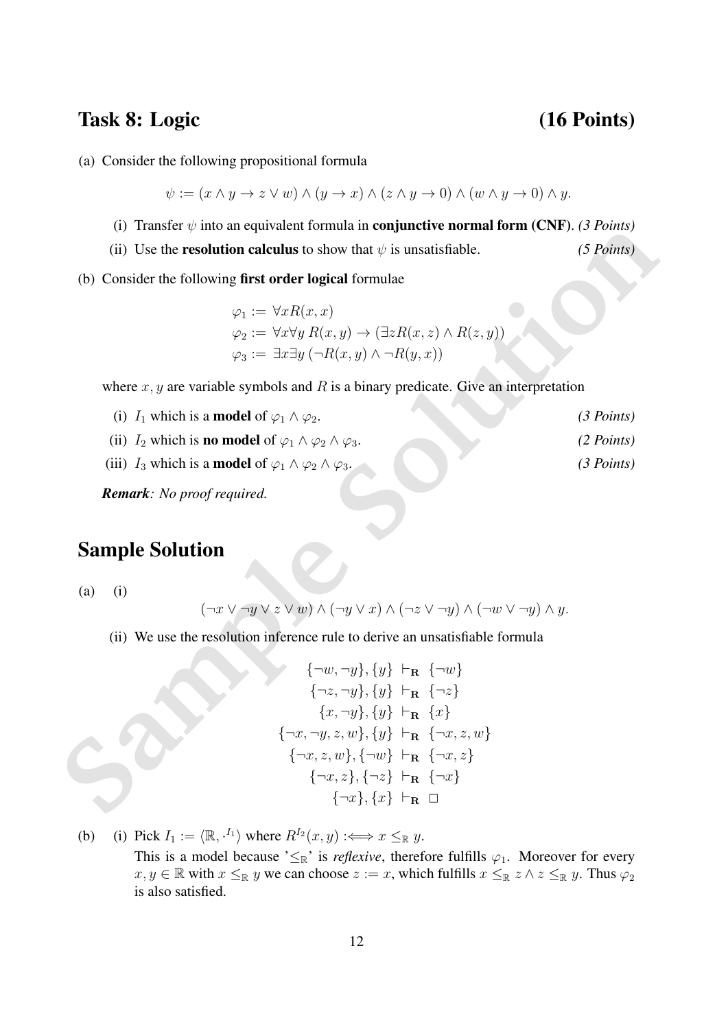## Task 8: Logic (16 Points)

(a) Consider the following propositional formula

$$\psi := (x \wedge y \to z \vee w) \wedge (y \to x) \wedge (z \wedge y \to 0) \wedge (w \wedge y \to 0) \wedge y.$$

   (i) Transfer $\psi$ into an equivalent formula in **conjunctive normal form (CNF)**. *(3 Points)*

   (ii) Use the **resolution calculus** to show that $\psi$ is unsatisfiable. *(5 Points)*

(b) Consider the following **first order logical** formulae

$$\varphi_1 := \forall x R(x, x)$$
$$\varphi_2 := \forall x \forall y \, R(x, y) \to (\exists z R(x, z) \wedge R(z, y))$$
$$\varphi_3 := \exists x \exists y \, (\neg R(x, y) \wedge \neg R(y, x))$$

where $x, y$ are variable symbols and $R$ is a binary predicate. Give an interpretation

   (i) $I_1$ which is a **model** of $\varphi_1 \wedge \varphi_2$. *(3 Points)*

   (ii) $I_2$ which is **no model** of $\varphi_1 \wedge \varphi_2 \wedge \varphi_3$. *(2 Points)*

   (iii) $I_3$ which is a **model** of $\varphi_1 \wedge \varphi_2 \wedge \varphi_3$. *(3 Points)*

***Remark**: No proof required.*

## Sample Solution

(a) (i)

$$(\neg x \vee \neg y \vee z \vee w) \wedge (\neg y \vee x) \wedge (\neg z \vee \neg y) \wedge (\neg w \vee \neg y) \wedge y.$$

   (ii) We use the resolution inference rule to derive an unsatisfiable formula

$$\{\neg w, \neg y\}, \{y\} \vdash_{\mathbf{R}} \{\neg w\}$$
$$\{\neg z, \neg y\}, \{y\} \vdash_{\mathbf{R}} \{\neg z\}$$
$$\{x, \neg y\}, \{y\} \vdash_{\mathbf{R}} \{x\}$$
$$\{\neg x, \neg y, z, w\}, \{y\} \vdash_{\mathbf{R}} \{\neg x, z, w\}$$
$$\{\neg x, z, w\}, \{\neg w\} \vdash_{\mathbf{R}} \{\neg x, z\}$$
$$\{\neg x, z\}, \{\neg z\} \vdash_{\mathbf{R}} \{\neg x\}$$
$$\{\neg x\}, \{x\} \vdash_{\mathbf{R}} \square$$

(b) (i) Pick $I_1 := \langle \mathbb{R}, \cdot^{I_1} \rangle$ where $R^{I_2}(x, y) :\Longleftrightarrow x \leq_{\mathbb{R}} y$.

This is a model because '$\leq_{\mathbb{R}}$' is *reflexive*, therefore fulfills $\varphi_1$. Moreover for every $x, y \in \mathbb{R}$ with $x \leq_{\mathbb{R}} y$ we can choose $z := x$, which fulfills $x \leq_{\mathbb{R}} z \wedge z \leq_{\mathbb{R}} y$. Thus $\varphi_2$ is also satisfied.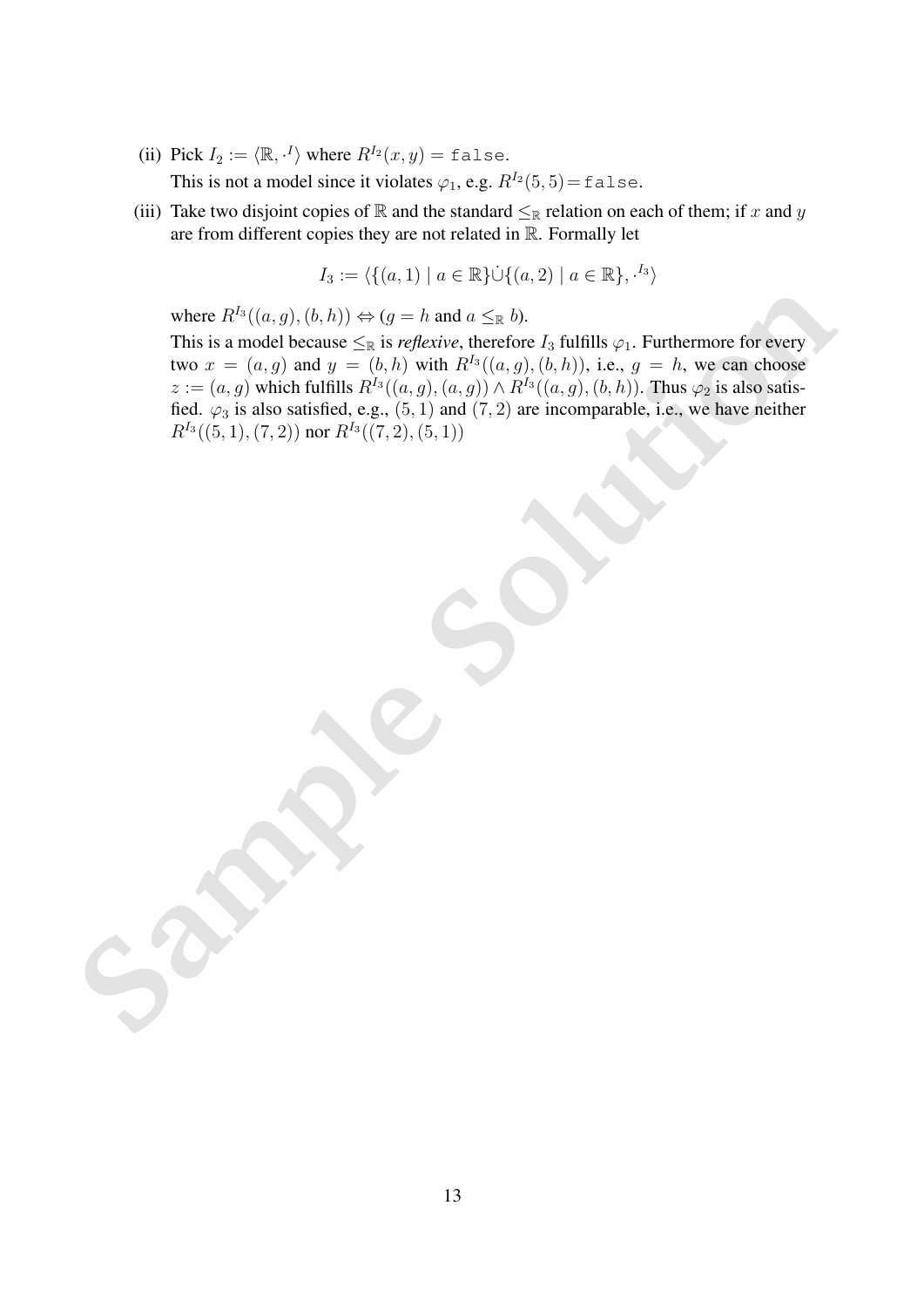(ii) Pick $I_2 := \langle \mathbb{R}, \cdot^I \rangle$ where $R^{I_2}(x, y) = \texttt{false}$.
This is not a model since it violates $\varphi_1$, e.g. $R^{I_2}(5, 5) = \texttt{false}$.

(iii) Take two disjoint copies of $\mathbb{R}$ and the standard $\leq_{\mathbb{R}}$ relation on each of them; if $x$ and $y$ are from different copies they are not related in $\mathbb{R}$. Formally let

$$I_3 := \langle \{(a, 1) \mid a \in \mathbb{R}\} \dot\cup \{(a, 2) \mid a \in \mathbb{R}\}, \cdot^{I_3} \rangle$$

where $R^{I_3}((a, g), (b, h)) \Leftrightarrow (g = h \text{ and } a \leq_{\mathbb{R}} b)$.
This is a model because $\leq_{\mathbb{R}}$ is *reflexive*, therefore $I_3$ fulfills $\varphi_1$. Furthermore for every two $x = (a, g)$ and $y = (b, h)$ with $R^{I_3}((a, g), (b, h))$, i.e., $g = h$, we can choose $z := (a, g)$ which fulfills $R^{I_3}((a, g), (a, g)) \wedge R^{I_3}((a, g), (b, h))$. Thus $\varphi_2$ is also satisfied. $\varphi_3$ is also satisfied, e.g., $(5, 1)$ and $(7, 2)$ are incomparable, i.e., we have neither $R^{I_3}((5, 1), (7, 2))$ nor $R^{I_3}((7, 2), (5, 1))$